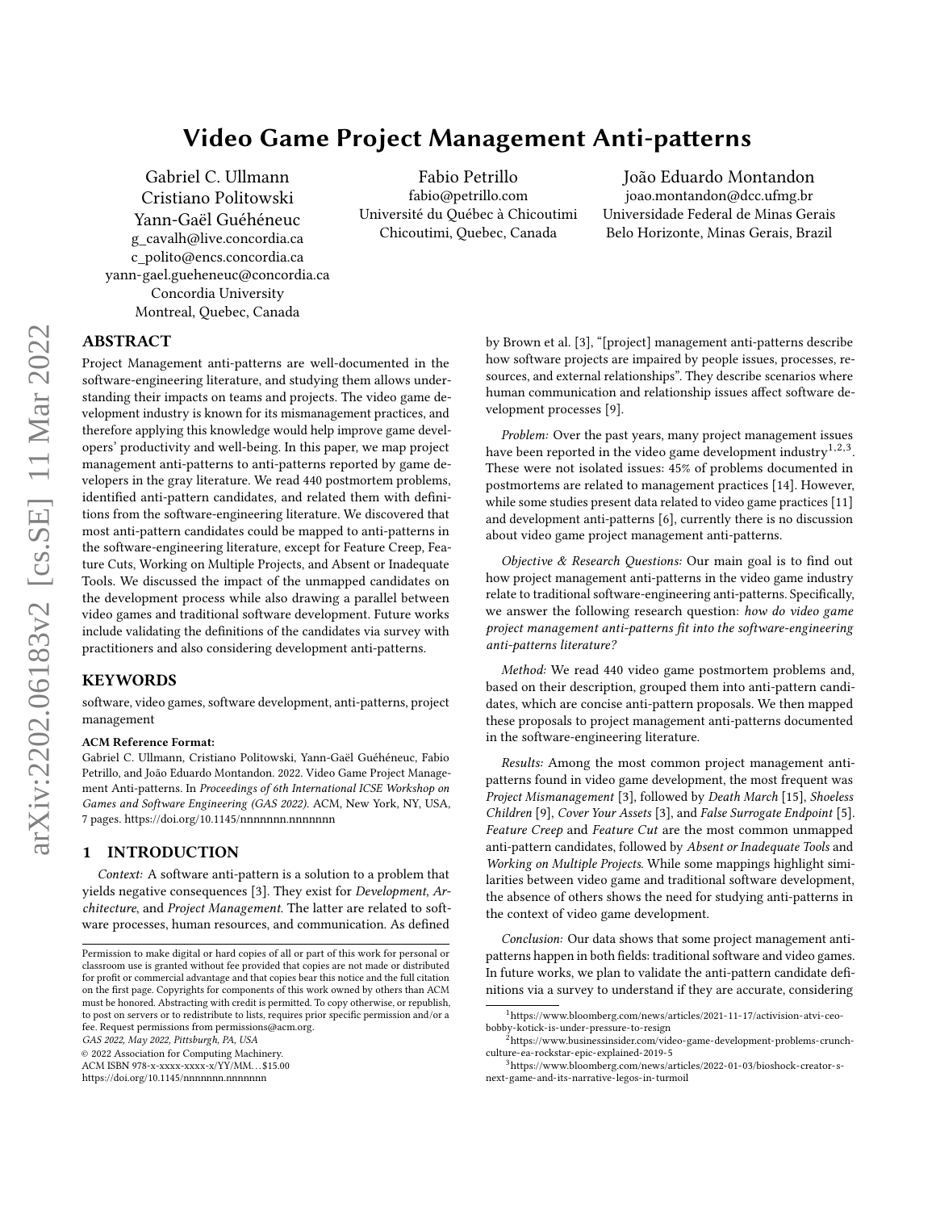# Video Game Project Management Anti-patterns

Gabriel C. Ullmann
Cristiano Politowski
Yann-Gaël Guéhéneuc
g_cavalh@live.concordia.ca
c_polito@encs.concordia.ca
yann-gael.gueheneuc@concordia.ca
Concordia University
Montreal, Quebec, Canada

Fabio Petrillo
fabio@petrillo.com
Université du Québec à Chicoutimi
Chicoutimi, Quebec, Canada

João Eduardo Montandon
joao.montandon@dcc.ufmg.br
Universidade Federal de Minas Gerais
Belo Horizonte, Minas Gerais, Brazil

## ABSTRACT

Project Management anti-patterns are well-documented in the software-engineering literature, and studying them allows understanding their impacts on teams and projects. The video game development industry is known for its mismanagement practices, and therefore applying this knowledge would help improve game developers' productivity and well-being. In this paper, we map project management anti-patterns to anti-patterns reported by game developers in the gray literature. We read 440 postmortem problems, identified anti-pattern candidates, and related them with definitions from the software-engineering literature. We discovered that most anti-pattern candidates could be mapped to anti-patterns in the software-engineering literature, except for Feature Creep, Feature Cuts, Working on Multiple Projects, and Absent or Inadequate Tools. We discussed the impact of the unmapped candidates on the development process while also drawing a parallel between video games and traditional software development. Future works include validating the definitions of the candidates via survey with practitioners and also considering development anti-patterns.

## KEYWORDS

software, video games, software development, anti-patterns, project management

**ACM Reference Format:**
Gabriel C. Ullmann, Cristiano Politowski, Yann-Gaël Guéhéneuc, Fabio Petrillo, and João Eduardo Montandon. 2022. Video Game Project Management Anti-patterns. In *Proceedings of 6th International ICSE Workshop on Games and Software Engineering (GAS 2022).* ACM, New York, NY, USA, 7 pages. https://doi.org/10.1145/nnnnnnn.nnnnnnn

## 1 INTRODUCTION

*Context:* A software anti-pattern is a solution to a problem that yields negative consequences [3]. They exist for *Development*, *Architecture*, and *Project Management*. The latter are related to software processes, human resources, and communication. As defined by Brown et al. [3], "[project] management anti-patterns describe how software projects are impaired by people issues, processes, resources, and external relationships". They describe scenarios where human communication and relationship issues affect software development processes [9].

*Problem:* Over the past years, many project management issues have been reported in the video game development industry[1,2,3]. These were not isolated issues: 45% of problems documented in postmortems are related to management practices [14]. However, while some studies present data related to video game practices [11] and development anti-patterns [6], currently there is no discussion about video game project management anti-patterns.

*Objective & Research Questions:* Our main goal is to find out how project management anti-patterns in the video game industry relate to traditional software-engineering anti-patterns. Specifically, we answer the following research question: *how do video game project management anti-patterns fit into the software-engineering anti-patterns literature?*

*Method:* We read 440 video game postmortem problems and, based on their description, grouped them into anti-pattern candidates, which are concise anti-pattern proposals. We then mapped these proposals to project management anti-patterns documented in the software-engineering literature.

*Results:* Among the most common project management anti-patterns found in video game development, the most frequent was *Project Mismanagement* [3], followed by *Death March* [15], *Shoeless Children* [9], *Cover Your Assets* [3], and *False Surrogate Endpoint* [5]. *Feature Creep* and *Feature Cut* are the most common unmapped anti-pattern candidates, followed by *Absent or Inadequate Tools* and *Working on Multiple Projects*. While some mappings highlight similarities between video game and traditional software development, the absence of others shows the need for studying anti-patterns in the context of video game development.

*Conclusion:* Our data shows that some project management anti-patterns happen in both fields: traditional software and video games. In future works, we plan to validate the anti-pattern candidate definitions via a survey to understand if they are accurate, considering

Permission to make digital or hard copies of all or part of this work for personal or classroom use is granted without fee provided that copies are not made or distributed for profit or commercial advantage and that copies bear this notice and the full citation on the first page. Copyrights for components of this work owned by others than ACM must be honored. Abstracting with credit is permitted. To copy otherwise, or republish, to post on servers or to redistribute to lists, requires prior specific permission and/or a fee. Request permissions from permissions@acm.org.
*GAS 2022, May 2022, Pittsburgh, PA, USA*
© 2022 Association for Computing Machinery.
ACM ISBN 978-x-xxxx-xxxx-x/YY/MM...$15.00
https://doi.org/10.1145/nnnnnnn.nnnnnnn

[1] https://www.bloomberg.com/news/articles/2021-11-17/activision-atvi-ceo-bobby-kotick-is-under-pressure-to-resign
[2] https://www.businessinsider.com/video-game-development-problems-crunch-culture-ea-rockstar-epic-explained-2019-5
[3] https://www.bloomberg.com/news/articles/2022-01-03/bioshock-creator-s-next-game-and-its-narrative-legos-in-turmoil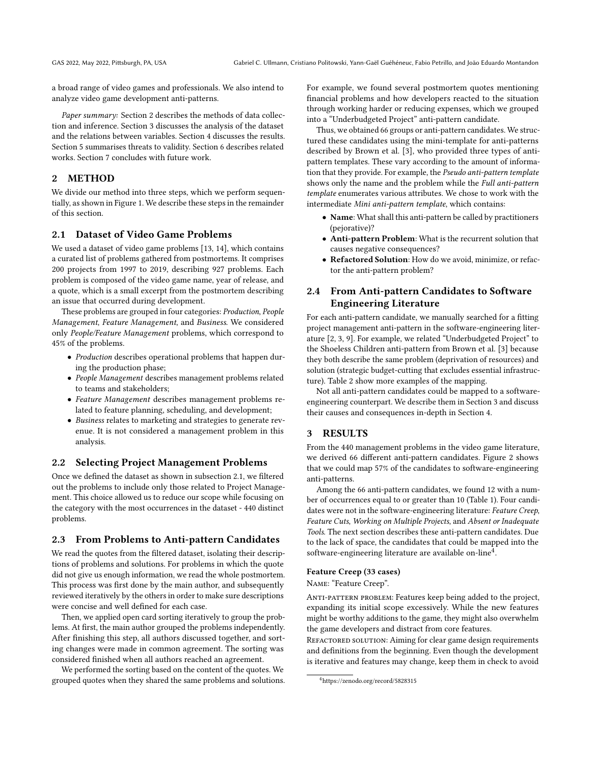a broad range of video games and professionals. We also intend to analyze video game development anti-patterns.

*Paper summary:* Section 2 describes the methods of data collection and inference. Section 3 discusses the analysis of the dataset and the relations between variables. Section 4 discusses the results. Section 5 summarises threats to validity. Section 6 describes related works. Section 7 concludes with future work.

## 2 METHOD

We divide our method into three steps, which we perform sequentially, as shown in Figure 1. We describe these steps in the remainder of this section.

### 2.1 Dataset of Video Game Problems

We used a dataset of video game problems [13, 14], which contains a curated list of problems gathered from postmortems. It comprises 200 projects from 1997 to 2019, describing 927 problems. Each problem is composed of the video game name, year of release, and a quote, which is a small excerpt from the postmortem describing an issue that occurred during development.

These problems are grouped in four categories: *Production*, *People Management*, *Feature Management*, and *Business*. We considered only *People/Feature Management* problems, which correspond to 45% of the problems.

- *Production* describes operational problems that happen during the production phase;
- *People Management* describes management problems related to teams and stakeholders;
- *Feature Management* describes management problems related to feature planning, scheduling, and development;
- *Business* relates to marketing and strategies to generate revenue. It is not considered a management problem in this analysis.

### 2.2 Selecting Project Management Problems

Once we defined the dataset as shown in subsection 2.1, we filtered out the problems to include only those related to Project Management. This choice allowed us to reduce our scope while focusing on the category with the most occurrences in the dataset - 440 distinct problems.

### 2.3 From Problems to Anti-pattern Candidates

We read the quotes from the filtered dataset, isolating their descriptions of problems and solutions. For problems in which the quote did not give us enough information, we read the whole postmortem. This process was first done by the main author, and subsequently reviewed iteratively by the others in order to make sure descriptions were concise and well defined for each case.

Then, we applied open card sorting iteratively to group the problems. At first, the main author grouped the problems independently. After finishing this step, all authors discussed together, and sorting changes were made in common agreement. The sorting was considered finished when all authors reached an agreement.

We performed the sorting based on the content of the quotes. We grouped quotes when they shared the same problems and solutions. For example, we found several postmortem quotes mentioning financial problems and how developers reacted to the situation through working harder or reducing expenses, which we grouped into a "Underbudgeted Project" anti-pattern candidate.

Thus, we obtained 66 groups or anti-pattern candidates. We structured these candidates using the mini-template for anti-patterns described by Brown et al. [3], who provided three types of anti-pattern templates. These vary according to the amount of information that they provide. For example, the *Pseudo anti-pattern template* shows only the name and the problem while the *Full anti-pattern template* enumerates various attributes. We chose to work with the intermediate *Mini anti-pattern template*, which contains:

- **Name**: What shall this anti-pattern be called by practitioners (pejorative)?
- **Anti-pattern Problem**: What is the recurrent solution that causes negative consequences?
- **Refactored Solution**: How do we avoid, minimize, or refactor the anti-pattern problem?

### 2.4 From Anti-pattern Candidates to Software Engineering Literature

For each anti-pattern candidate, we manually searched for a fitting project management anti-pattern in the software-engineering literature [2, 3, 9]. For example, we related "Underbudgeted Project" to the Shoeless Children anti-pattern from Brown et al. [3] because they both describe the same problem (deprivation of resources) and solution (strategic budget-cutting that excludes essential infrastructure). Table 2 show more examples of the mapping.

Not all anti-pattern candidates could be mapped to a software-engineering counterpart. We describe them in Section 3 and discuss their causes and consequences in-depth in Section 4.

## 3 RESULTS

From the 440 management problems in the video game literature, we derived 66 different anti-pattern candidates. Figure 2 shows that we could map 57% of the candidates to software-engineering anti-patterns.

Among the 66 anti-pattern candidates, we found 12 with a number of occurrences equal to or greater than 10 (Table 1). Four candidates were not in the software-engineering literature: *Feature Creep*, *Feature Cuts*, *Working on Multiple Projects*, and *Absent or Inadequate Tools*. The next section describes these anti-pattern candidates. Due to the lack of space, the candidates that could be mapped into the software-engineering literature are available on-line[4].

**Feature Creep (33 cases)**

Name: "Feature Creep".

Anti-pattern problem: Features keep being added to the project, expanding its initial scope excessively. While the new features might be worthy additions to the game, they might also overwhelm the game developers and distract from core features.

Refactored solution: Aiming for clear game design requirements and definitions from the beginning. Even though the development is iterative and features may change, keep them in check to avoid

[4] https://zenodo.org/record/5828315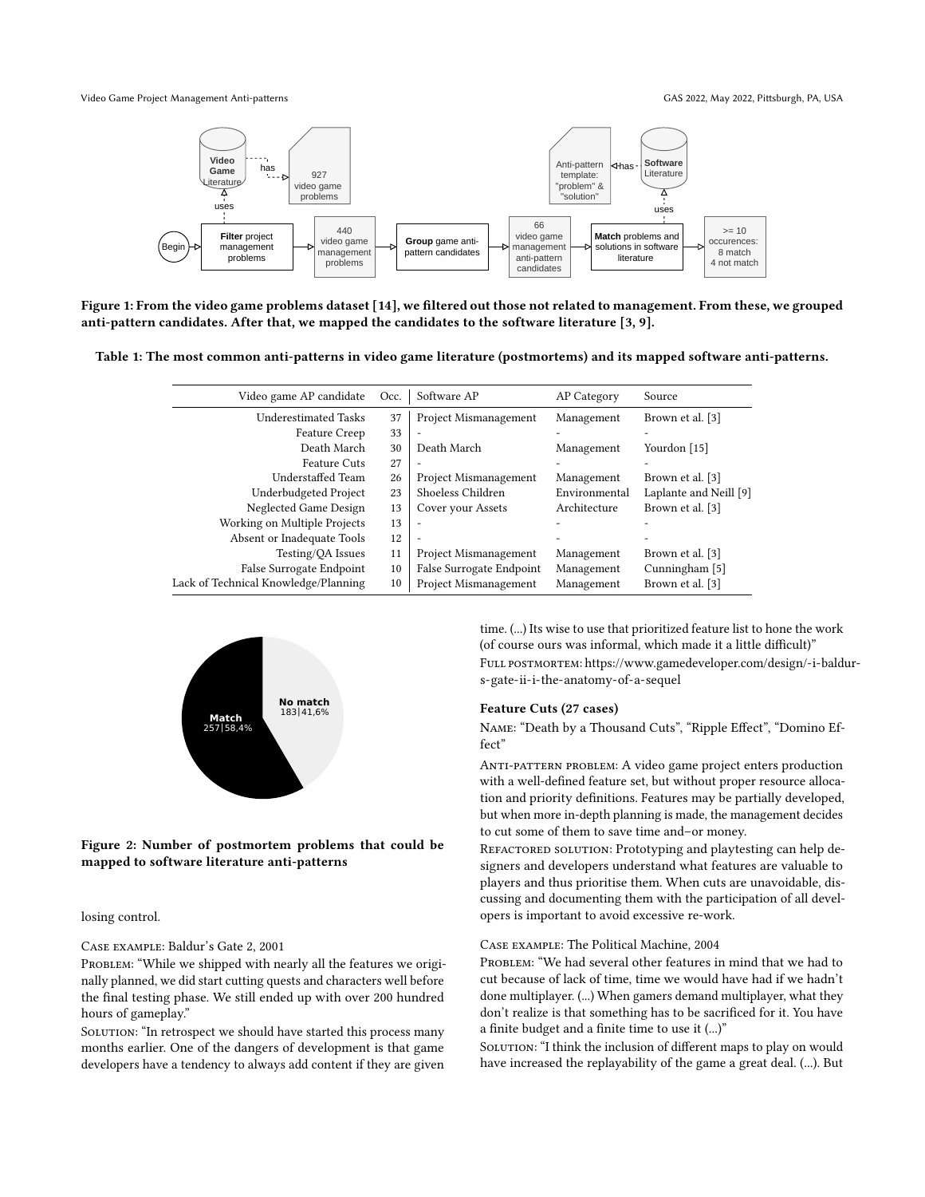Figure 1: From the video game problems dataset [14], we filtered out those not related to management. From these, we grouped anti-pattern candidates. After that, we mapped the candidates to the software literature [3, 9].

Table 1: The most common anti-patterns in video game literature (postmortems) and its mapped software anti-patterns.

| Video game AP candidate | Occ. | Software AP | AP Category | Source |
|---|---|---|---|---|
| Underestimated Tasks | 37 | Project Mismanagement | Management | Brown et al. [3] |
| Feature Creep | 33 | - | - | - |
| Death March | 30 | Death March | Management | Yourdon [15] |
| Feature Cuts | 27 | - | - | - |
| Understaffed Team | 26 | Project Mismanagement | Management | Brown et al. [3] |
| Underbudgeted Project | 23 | Shoeless Children | Environmental | Laplante and Neill [9] |
| Neglected Game Design | 13 | Cover your Assets | Architecture | Brown et al. [3] |
| Working on Multiple Projects | 13 | - | - | - |
| Absent or Inadequate Tools | 12 | - | - | - |
| Testing/QA Issues | 11 | Project Mismanagement | Management | Brown et al. [3] |
| False Surrogate Endpoint | 10 | False Surrogate Endpoint | Management | Cunningham [5] |
| Lack of Technical Knowledge/Planning | 10 | Project Mismanagement | Management | Brown et al. [3] |

Figure 2: Number of postmortem problems that could be mapped to software literature anti-patterns

losing control.

Case example: Baldur's Gate 2, 2001

Problem: "While we shipped with nearly all the features we originally planned, we did start cutting quests and characters well before the final testing phase. We still ended up with over 200 hundred hours of gameplay."

Solution: "In retrospect we should have started this process many months earlier. One of the dangers of development is that game developers have a tendency to always add content if they are given time. (...) Its wise to use that prioritized feature list to hone the work (of course ours was informal, which made it a little difficult)"

Full postmortem: https://www.gamedeveloper.com/design/-i-baldur-s-gate-ii-i-the-anatomy-of-a-sequel

### Feature Cuts (27 cases)

Name: "Death by a Thousand Cuts", "Ripple Effect", "Domino Effect"

Anti-pattern problem: A video game project enters production with a well-defined feature set, but without proper resource allocation and priority definitions. Features may be partially developed, but when more in-depth planning is made, the management decides to cut some of them to save time and–or money.

Refactored solution: Prototyping and playtesting can help designers and developers understand what features are valuable to players and thus prioritise them. When cuts are unavoidable, discussing and documenting them with the participation of all developers is important to avoid excessive re-work.

Case example: The Political Machine, 2004

Problem: "We had several other features in mind that we had to cut because of lack of time, time we would have had if we hadn't done multiplayer. (...) When gamers demand multiplayer, what they don't realize is that something has to be sacrificed for it. You have a finite budget and a finite time to use it (...)"

Solution: "I think the inclusion of different maps to play on would have increased the replayability of the game a great deal. (...). But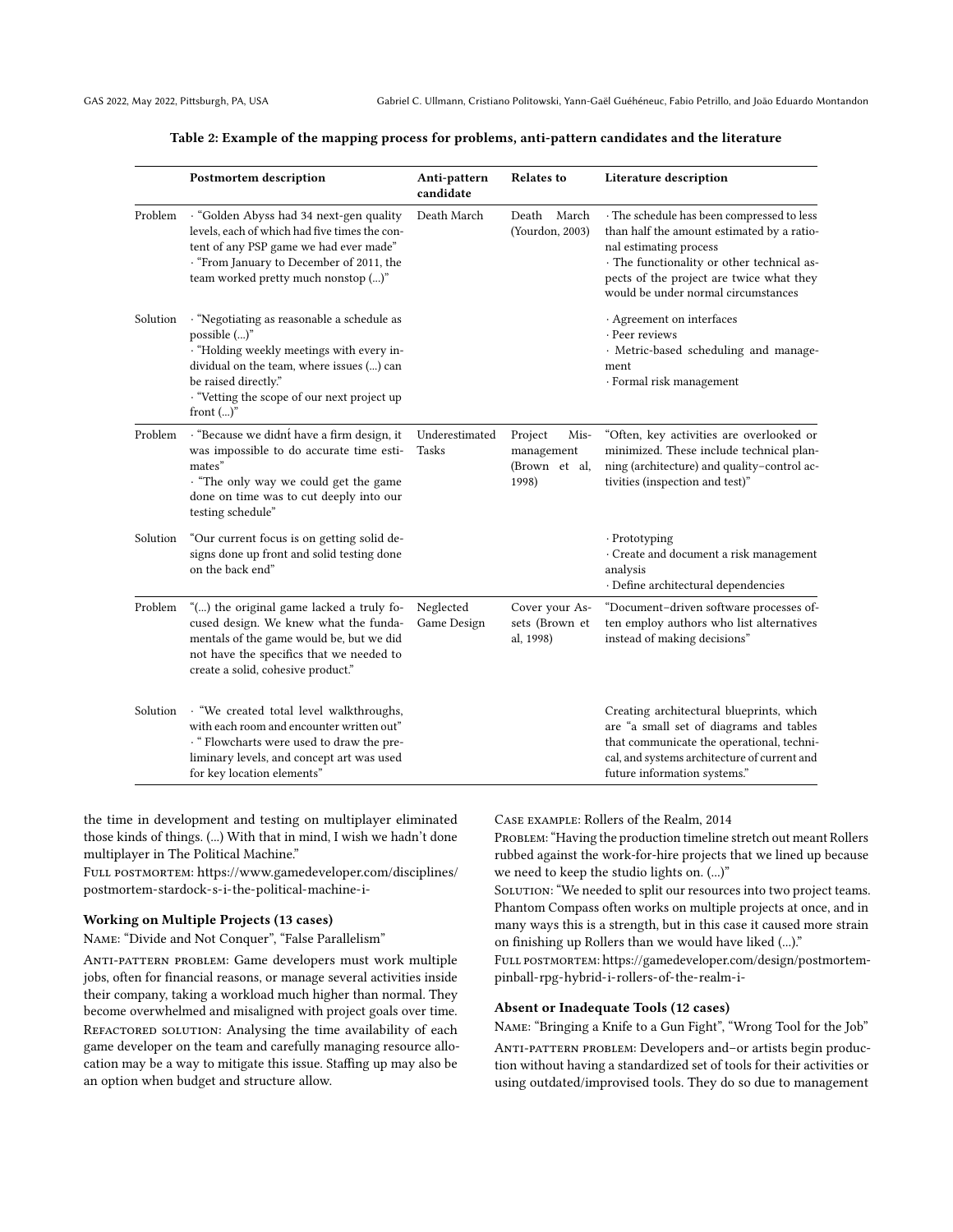**Table 2: Example of the mapping process for problems, anti-pattern candidates and the literature**

| | Postmortem description | Anti-pattern candidate | Relates to | Literature description |
|---|---|---|---|---|
| Problem | · "Golden Abyss had 34 next-gen quality levels, each of which had five times the content of any PSP game we had ever made"<br>· "From January to December of 2011, the team worked pretty much nonstop (...)" | Death March | Death March (Yourdon, 2003) | · The schedule has been compressed to less than half the amount estimated by a rational estimating process<br>· The functionality or other technical aspects of the project are twice what they would be under normal circumstances |
| Solution | · "Negotiating as reasonable a schedule as possible (...)"<br>· "Holding weekly meetings with every individual on the team, where issues (...) can be raised directly."<br>· "Vetting the scope of our next project up front (...)" | | | · Agreement on interfaces<br>· Peer reviews<br>· Metric-based scheduling and management<br>· Formal risk management |
| Problem | · "Because we didnt́ have a firm design, it was impossible to do accurate time estimates"<br>· "The only way we could get the game done on time was to cut deeply into our testing schedule" | Underestimated Tasks | Project Mismanagement (Brown et al, 1998) | "Often, key activities are overlooked or minimized. These include technical planning (architecture) and quality–control activities (inspection and test)" |
| Solution | "Our current focus is on getting solid designs done up front and solid testing done on the back end" | | | · Prototyping<br>· Create and document a risk management analysis<br>· Define architectural dependencies |
| Problem | "(...) the original game lacked a truly focused design. We knew what the fundamentals of the game would be, but we did not have the specifics that we needed to create a solid, cohesive product." | Neglected Game Design | Cover your Assets (Brown et al, 1998) | "Document–driven software processes often employ authors who list alternatives instead of making decisions" |
| Solution | · "We created total level walkthroughs, with each room and encounter written out"<br>· " Flowcharts were used to draw the preliminary levels, and concept art was used for key location elements" | | | Creating architectural blueprints, which are "a small set of diagrams and tables that communicate the operational, technical, and systems architecture of current and future information systems." |

the time in development and testing on multiplayer eliminated those kinds of things. (...) With that in mind, I wish we hadn't done multiplayer in The Political Machine."

Full postmortem: https://www.gamedeveloper.com/disciplines/postmortem-stardock-s-i-the-political-machine-i-

**Working on Multiple Projects (13 cases)**

Name: "Divide and Not Conquer", "False Parallelism"

Anti-pattern problem: Game developers must work multiple jobs, often for financial reasons, or manage several activities inside their company, taking a workload much higher than normal. They become overwhelmed and misaligned with project goals over time.

Refactored solution: Analysing the time availability of each game developer on the team and carefully managing resource allocation may be a way to mitigate this issue. Staffing up may also be an option when budget and structure allow.

Case example: Rollers of the Realm, 2014

Problem: "Having the production timeline stretch out meant Rollers rubbed against the work-for-hire projects that we lined up because we need to keep the studio lights on. (...)"

Solution: "We needed to split our resources into two project teams. Phantom Compass often works on multiple projects at once, and in many ways this is a strength, but in this case it caused more strain on finishing up Rollers than we would have liked (...)."

Full postmortem: https://gamedeveloper.com/design/postmortem-pinball-rpg-hybrid-i-rollers-of-the-realm-i-

**Absent or Inadequate Tools (12 cases)**

Name: "Bringing a Knife to a Gun Fight", "Wrong Tool for the Job"

Anti-pattern problem: Developers and–or artists begin production without having a standardized set of tools for their activities or using outdated/improvised tools. They do so due to management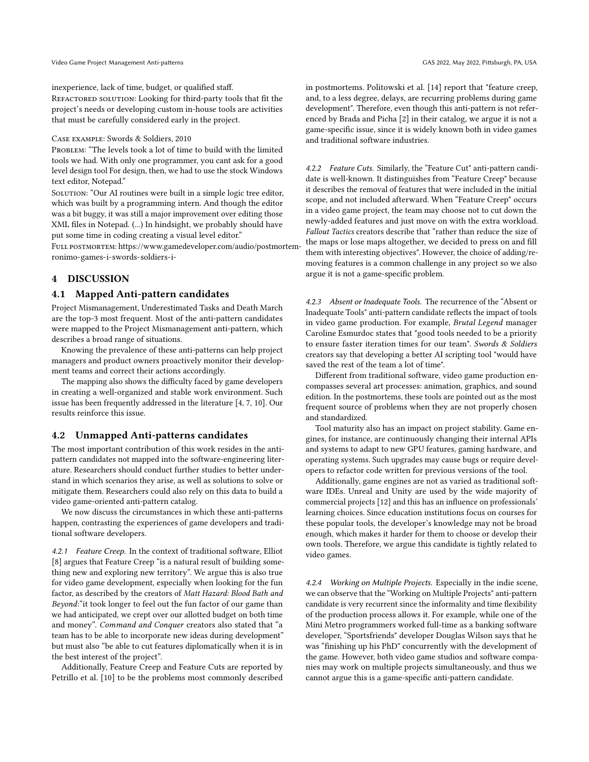inexperience, lack of time, budget, or qualified staff.

Refactored solution: Looking for third-party tools that fit the project's needs or developing custom in-house tools are activities that must be carefully considered early in the project.

Case example: Swords & Soldiers, 2010

Problem: "The levels took a lot of time to build with the limited tools we had. With only one programmer, you cant ask for a good level design tool For design, then, we had to use the stock Windows text editor, Notepad."

Solution: "Our AI routines were built in a simple logic tree editor, which was built by a programming intern. And though the editor was a bit buggy, it was still a major improvement over editing those XML files in Notepad. (...) In hindsight, we probably should have put some time in coding creating a visual level editor."

Full postmortem: https://www.gamedeveloper.com/audio/postmortem-ronimo-games-i-swords-soldiers-i-

## 4 DISCUSSION

### 4.1 Mapped Anti-pattern candidates

Project Mismanagement, Underestimated Tasks and Death March are the top-3 most frequent. Most of the anti-pattern candidates were mapped to the Project Mismanagement anti-pattern, which describes a broad range of situations.

Knowing the prevalence of these anti-patterns can help project managers and product owners proactively monitor their development teams and correct their actions accordingly.

The mapping also shows the difficulty faced by game developers in creating a well-organized and stable work environment. Such issue has been frequently addressed in the literature [4, 7, 10]. Our results reinforce this issue.

### 4.2 Unmapped Anti-patterns candidates

The most important contribution of this work resides in the anti-pattern candidates not mapped into the software-engineering literature. Researchers should conduct further studies to better understand in which scenarios they arise, as well as solutions to solve or mitigate them. Researchers could also rely on this data to build a video game-oriented anti-pattern catalog.

We now discuss the circumstances in which these anti-patterns happen, contrasting the experiences of game developers and traditional software developers.

*4.2.1 Feature Creep.* In the context of traditional software, Elliot [8] argues that Feature Creep "is a natural result of building something new and exploring new territory". We argue this is also true for video game development, especially when looking for the fun factor, as described by the creators of *Matt Hazard: Blood Bath and Beyond*:"it took longer to feel out the fun factor of our game than we had anticipated, we crept over our allotted budget on both time and money". *Command and Conquer* creators also stated that "a team has to be able to incorporate new ideas during development" but must also "be able to cut features diplomatically when it is in the best interest of the project".

Additionally, Feature Creep and Feature Cuts are reported by Petrillo et al. [10] to be the problems most commonly described in postmortems. Politowski et al. [14] report that "feature creep, and, to a less degree, delays, are recurring problems during game development". Therefore, even though this anti-pattern is not referenced by Brada and Picha [2] in their catalog, we argue it is not a game-specific issue, since it is widely known both in video games and traditional software industries.

*4.2.2 Feature Cuts.* Similarly, the "Feature Cut" anti-pattern candidate is well-known. It distinguishes from "Feature Creep" because it describes the removal of features that were included in the initial scope, and not included afterward. When "Feature Creep" occurs in a video game project, the team may choose not to cut down the newly-added features and just move on with the extra workload. *Fallout Tactics* creators describe that "rather than reduce the size of the maps or lose maps altogether, we decided to press on and fill them with interesting objectives". However, the choice of adding/removing features is a common challenge in any project so we also argue it is not a game-specific problem.

*4.2.3 Absent or Inadequate Tools.* The recurrence of the "Absent or Inadequate Tools" anti-pattern candidate reflects the impact of tools in video game production. For example, *Brutal Legend* manager Caroline Esmurdoc states that "good tools needed to be a priority to ensure faster iteration times for our team". *Swords & Soldiers* creators say that developing a better AI scripting tool "would have saved the rest of the team a lot of time".

Different from traditional software, video game production encompasses several art processes: animation, graphics, and sound edition. In the postmortems, these tools are pointed out as the most frequent source of problems when they are not properly chosen and standardized.

Tool maturity also has an impact on project stability. Game engines, for instance, are continuously changing their internal APIs and systems to adapt to new GPU features, gaming hardware, and operating systems. Such upgrades may cause bugs or require developers to refactor code written for previous versions of the tool.

Additionally, game engines are not as varied as traditional software IDEs. Unreal and Unity are used by the wide majority of commercial projects [12] and this has an influence on professionals' learning choices. Since education institutions focus on courses for these popular tools, the developer's knowledge may not be broad enough, which makes it harder for them to choose or develop their own tools. Therefore, we argue this candidate is tightly related to video games.

*4.2.4 Working on Multiple Projects.* Especially in the indie scene, we can observe that the "Working on Multiple Projects" anti-pattern candidate is very recurrent since the informality and time flexibility of the production process allows it. For example, while one of the Mini Metro programmers worked full-time as a banking software developer, "Sportsfriends" developer Douglas Wilson says that he was "finishing up his PhD" concurrently with the development of the game. However, both video game studios and software companies may work on multiple projects simultaneously, and thus we cannot argue this is a game-specific anti-pattern candidate.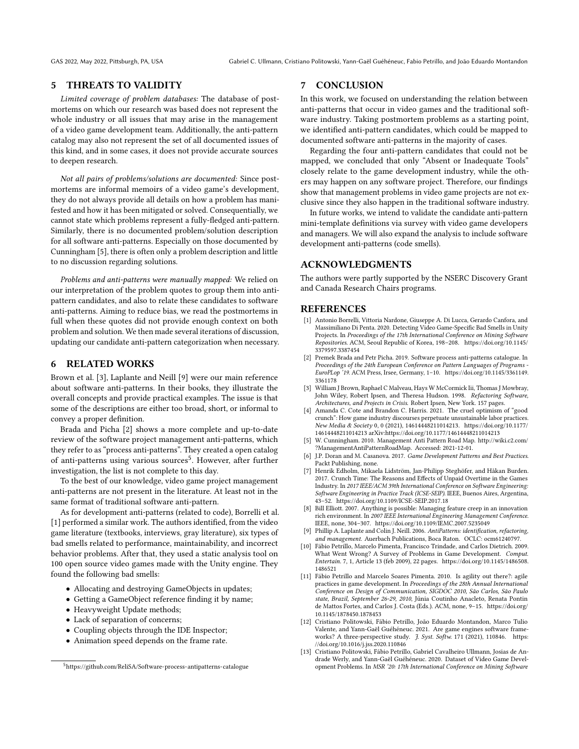## 5 THREATS TO VALIDITY

*Limited coverage of problem databases:* The database of postmortems on which our research was based does not represent the whole industry or all issues that may arise in the management of a video game development team. Additionally, the anti-pattern catalog may also not represent the set of all documented issues of this kind, and in some cases, it does not provide accurate sources to deepen research.

*Not all pairs of problems/solutions are documented:* Since postmortems are informal memoirs of a video game's development, they do not always provide all details on how a problem has manifested and how it has been mitigated or solved. Consequentially, we cannot state which problems represent a fully-fledged anti-pattern. Similarly, there is no documented problem/solution description for all software anti-patterns. Especially on those documented by Cunningham [5], there is often only a problem description and little to no discussion regarding solutions.

*Problems and anti-patterns were manually mapped:* We relied on our interpretation of the problem quotes to group them into anti-pattern candidates, and also to relate these candidates to software anti-patterns. Aiming to reduce bias, we read the postmortems in full when these quotes did not provide enough context on both problem and solution. We then made several iterations of discussion, updating our candidate anti-pattern categorization when necessary.

## 6 RELATED WORKS

Brown et al. [3], Laplante and Neill [9] were our main reference about software anti-patterns. In their books, they illustrate the overall concepts and provide practical examples. The issue is that some of the descriptions are either too broad, short, or informal to convey a proper definition.

Brada and Picha [2] shows a more complete and up-to-date review of the software project management anti-patterns, which they refer to as "process anti-patterns". They created a open catalog of anti-patterns using various sources[5]. However, after further investigation, the list is not complete to this day.

To the best of our knowledge, video game project management anti-patterns are not present in the literature. At least not in the same format of traditional software anti-pattern.

As for development anti-patterns (related to code), Borrelli et al. [1] performed a similar work. The authors identified, from the video game literature (textbooks, interviews, gray literature), six types of bad smells related to performance, maintainability, and incorrect behavior problems. After that, they used a static analysis tool on 100 open source video games made with the Unity engine. They found the following bad smells:

- Allocating and destroying GameObjects in updates;
- Getting a GameObject reference finding it by name;
- Heavyweight Update methods;
- Lack of separation of concerns;
- Coupling objects through the IDE Inspector;
- Animation speed depends on the frame rate.

[5] https://github.com/ReliSA/Software-process-antipatterns-catalogue

## 7 CONCLUSION

In this work, we focused on understanding the relation between anti-patterns that occur in video games and the traditional software industry. Taking postmortem problems as a starting point, we identified anti-pattern candidates, which could be mapped to documented software anti-patterns in the majority of cases.

Regarding the four anti-pattern candidates that could not be mapped, we concluded that only "Absent or Inadequate Tools" closely relate to the game development industry, while the others may happen on any software project. Therefore, our findings show that management problems in video game projects are not exclusive since they also happen in the traditional software industry.

In future works, we intend to validate the candidate anti-pattern mini-template definitions via survey with video game developers and managers. We will also expand the analysis to include software development anti-patterns (code smells).

## ACKNOWLEDGMENTS

The authors were partly supported by the NSERC Discovery Grant and Canada Research Chairs programs.

## REFERENCES

[1] Antonio Borrelli, Vittoria Nardone, Giuseppe A. Di Lucca, Gerardo Canfora, and Massimiliano Di Penta. 2020. Detecting Video Game-Specific Bad Smells in Unity Projects. In *Proceedings of the 17th International Conference on Mining Software Repositories*. ACM, Seoul Republic of Korea, 198–208. https://doi.org/10.1145/3379597.3387454

[2] Premek Brada and Petr Picha. 2019. Software process anti-patterns catalogue. In *Proceedings of the 24th European Conference on Pattern Languages of Programs - EuroPLop '19*. ACM Press, Irsee, Germany, 1–10. https://doi.org/10.1145/3361149.3361178

[3] William J Brown, Raphael C Malveau, Hays W McCormick Iii, Thomas J Mowbray, John Wiley, Robert Ipsen, and Theresa Hudson. 1998. *Refactoring Software, Architectures, and Projects in Crisis*. Robert Ipsen, New York. 157 pages.

[4] Amanda C. Cote and Brandon C. Harris. 2021. The cruel optimism of "good crunch": How game industry discourses perpetuate unsustainable labor practices. *New Media & Society* 0, 0 (2021), 14614448211014213. https://doi.org/10.1177/14614448211014213 arXiv:https://doi.org/10.1177/14614448211014213

[5] W. Cunningham. 2010. Management Anti Pattern Road Map. http://wiki.c2.com/?ManagementAntiPatternRoadMap. Accessed: 2021-12-01.

[6] J.P. Doran and M. Casanova. 2017. *Game Development Patterns and Best Practices*. Packt Publishing, none.

[7] Henrik Edholm, Mikaela Lidström, Jan-Philipp Steghöfer, and Håkan Burden. 2017. Crunch Time: The Reasons and Effects of Unpaid Overtime in the Games Industry. In *2017 IEEE/ACM 39th International Conference on Software Engineering: Software Engineering in Practice Track (ICSE-SEIP)*. IEEE, Buenos Aires, Argentina, 43–52. https://doi.org/10.1109/ICSE-SEIP.2017.18

[8] Bill Elliott. 2007. Anything is possible: Managing feature creep in an innovation rich environment. In *2007 IEEE International Engineering Management Conference*. IEEE, none, 304–307. https://doi.org/10.1109/IEMC.2007.5235049

[9] Phillip A. Laplante and Colin J. Neill. 2006. *AntiPatterns: identification, refactoring, and management*. Auerbach Publications, Boca Raton. OCLC: ocm61240797.

[10] Fábio Petrillo, Marcelo Pimenta, Francisco Trindade, and Carlos Dietrich. 2009. What Went Wrong? A Survey of Problems in Game Development. *Comput. Entertain.* 7, 1, Article 13 (feb 2009), 22 pages. https://doi.org/10.1145/1486508.1486521

[11] Fábio Petrillo and Marcelo Soares Pimenta. 2010. Is agility out there?: agile practices in game development. In *Proceedings of the 28th Annual International Conference on Design of Communication, SIGDOC 2010, São Carlos, São Paulo state, Brazil, September 26-29, 2010*, Júnia Coutinho Anacleto, Renata Pontin de Mattos Fortes, and Carlos J. Costa (Eds.). ACM, none, 9–15. https://doi.org/10.1145/1878450.1878453

[12] Cristiano Politowski, Fábio Petrillo, João Eduardo Montandon, Marco Tulio Valente, and Yann-Gaël Guéhéneuc. 2021. Are game engines software frameworks? A three-perspective study. *J. Syst. Softw.* 171 (2021), 110846. https://doi.org/10.1016/j.jss.2020.110846

[13] Cristiano Politowski, Fábio Petrillo, Gabriel Cavalheiro Ullmann, Josias de Andrade Werly, and Yann-Gaël Guéhéneuc. 2020. Dataset of Video Game Development Problems. In *MSR '20: 17th International Conference on Mining Software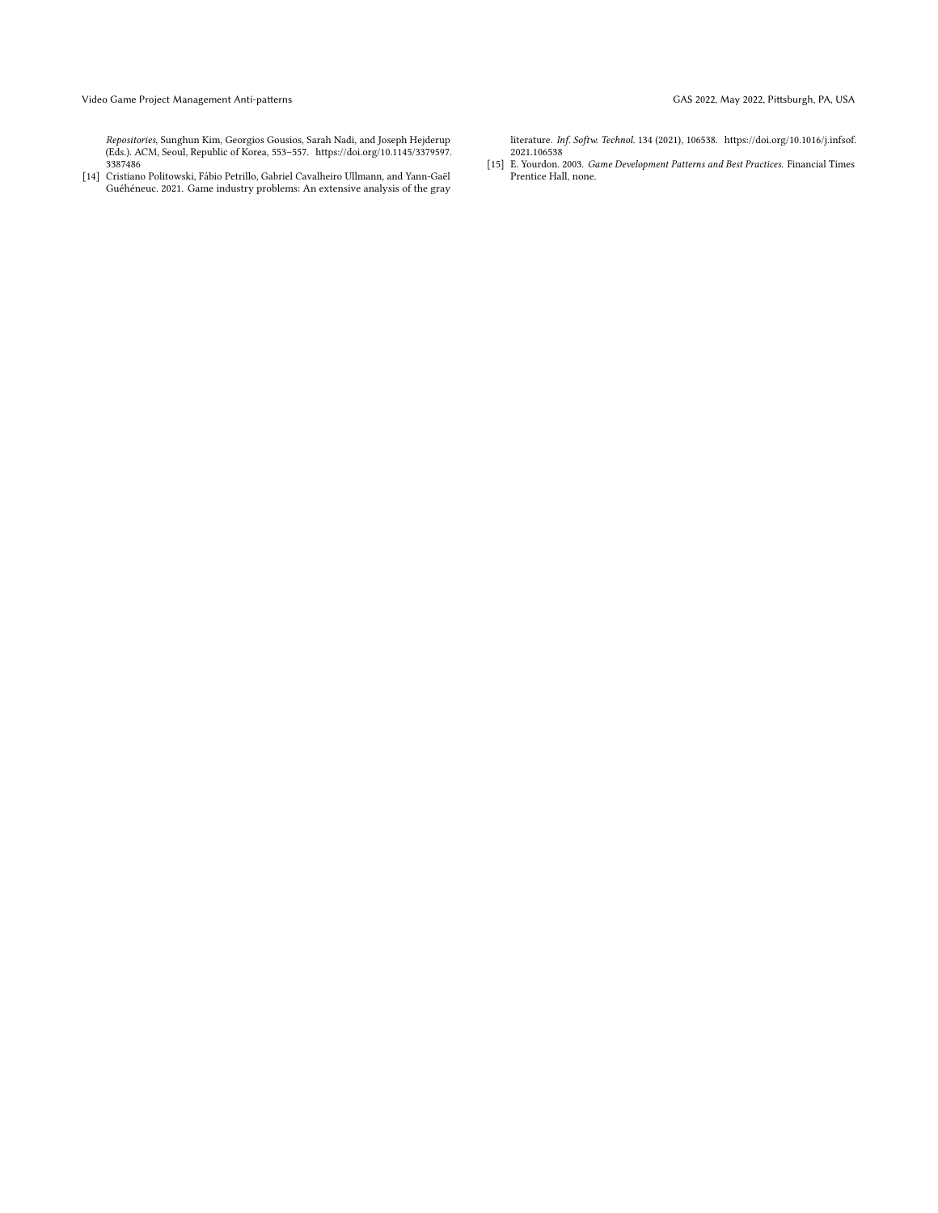*Repositories*, Sunghun Kim, Georgios Gousios, Sarah Nadi, and Joseph Hejderup (Eds.). ACM, Seoul, Republic of Korea, 553–557. https://doi.org/10.1145/3379597.3387486

[14] Cristiano Politowski, Fábio Petrillo, Gabriel Cavalheiro Ullmann, and Yann-Gaël Guéhéneuc. 2021. Game industry problems: An extensive analysis of the gray literature. *Inf. Softw. Technol.* 134 (2021), 106538. https://doi.org/10.1016/j.infsof.2021.106538

[15] E. Yourdon. 2003. *Game Development Patterns and Best Practices*. Financial Times Prentice Hall, none.